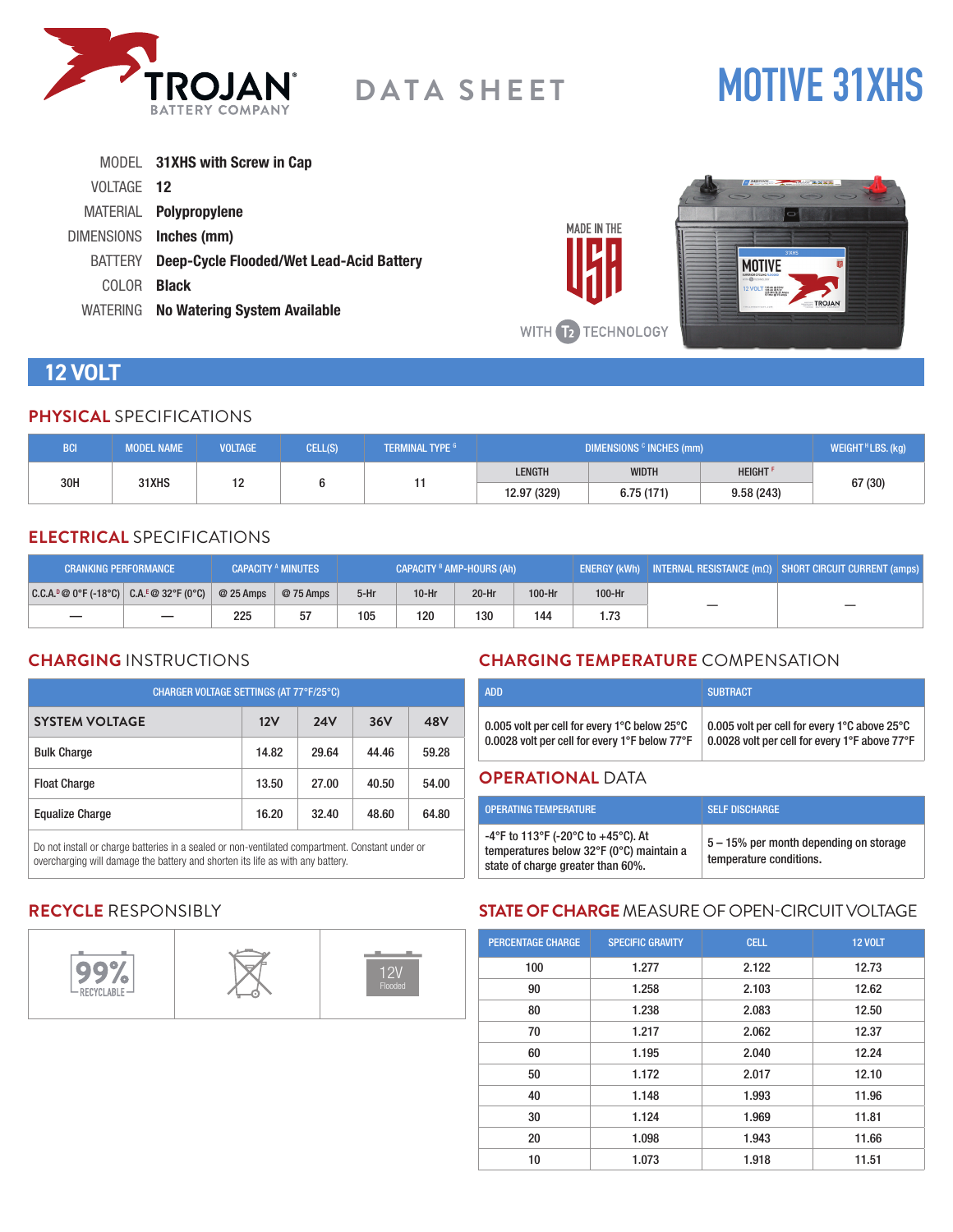TROJAN BATTERY COMPANY

DATA SHEET

# MOTIVE 31XHS

MODEL **31XHS with Screw in Cap**

VOLTAGE **12**

MATERIAL **Polypropylene**

DIMENSIONS **Inches (mm)**

BATTERY **Deep-Cycle Flooded/Wet Lead-Acid Battery**

COLOR **Black**

WATERING **No Watering System Available**

MADE IN THE USA

WITH T2 TECHNOLOGY

## 12 VOLT

### PHYSICAL SPECIFICATIONS

| BCI | MODEL NAME | VOLTAGE | CELL(S) | TERMINAL TYPE [G] | DIMENSIONS [C] INCHES (mm) | | | WEIGHT [H] LBS. (kg) |
|---|---|---|---|---|---|---|---|---|
| | | | | | LENGTH | WIDTH | HEIGHT [F] | |
| 30H | 31XHS | 12 | 6 | 11 | 12.97 (329) | 6.75 (171) | 9.58 (243) | 67 (30) |

### ELECTRICAL SPECIFICATIONS

| CRANKING PERFORMANCE | | CAPACITY [A] MINUTES | | CAPACITY [B] AMP-HOURS (Ah) | | | | ENERGY (kWh) | INTERNAL RESISTANCE (mΩ) | SHORT CIRCUIT CURRENT (amps) |
|---|---|---|---|---|---|---|---|---|---|---|
| C.C.A.[D] @ 0°F (-18°C) | C.A.[E] @ 32°F (0°C) | @ 25 Amps | @ 75 Amps | 5-Hr | 10-Hr | 20-Hr | 100-Hr | 100-Hr | | |
| — | — | 225 | 57 | 105 | 120 | 130 | 144 | 1.73 | — | — |

### CHARGING INSTRUCTIONS

| CHARGER VOLTAGE SETTINGS (AT 77°F/25°C) | | | | |
|---|---|---|---|---|
| **SYSTEM VOLTAGE** | **12V** | **24V** | **36V** | **48V** |
| Bulk Charge | 14.82 | 29.64 | 44.46 | 59.28 |
| Float Charge | 13.50 | 27.00 | 40.50 | 54.00 |
| Equalize Charge | 16.20 | 32.40 | 48.60 | 64.80 |

Do not install or charge batteries in a sealed or non-ventilated compartment. Constant under or overcharging will damage the battery and shorten its life as with any battery.

### CHARGING TEMPERATURE COMPENSATION

| ADD | SUBTRACT |
|---|---|
| 0.005 volt per cell for every 1°C below 25°C<br>0.0028 volt per cell for every 1°F below 77°F | 0.005 volt per cell for every 1°C above 25°C<br>0.0028 volt per cell for every 1°F above 77°F |

### OPERATIONAL DATA

| OPERATING TEMPERATURE | SELF DISCHARGE |
|---|---|
| -4°F to 113°F (-20°C to +45°C). At temperatures below 32°F (0°C) maintain a state of charge greater than 60%. | 5 – 15% per month depending on storage temperature conditions. |

### RECYCLE RESPONSIBLY

99% RECYCLABLE

12V Flooded

### STATE OF CHARGE MEASURE OF OPEN-CIRCUIT VOLTAGE

| PERCENTAGE CHARGE | SPECIFIC GRAVITY | CELL | 12 VOLT |
|---|---|---|---|
| 100 | 1.277 | 2.122 | 12.73 |
| 90 | 1.258 | 2.103 | 12.62 |
| 80 | 1.238 | 2.083 | 12.50 |
| 70 | 1.217 | 2.062 | 12.37 |
| 60 | 1.195 | 2.040 | 12.24 |
| 50 | 1.172 | 2.017 | 12.10 |
| 40 | 1.148 | 1.993 | 11.96 |
| 30 | 1.124 | 1.969 | 11.81 |
| 20 | 1.098 | 1.943 | 11.66 |
| 10 | 1.073 | 1.918 | 11.51 |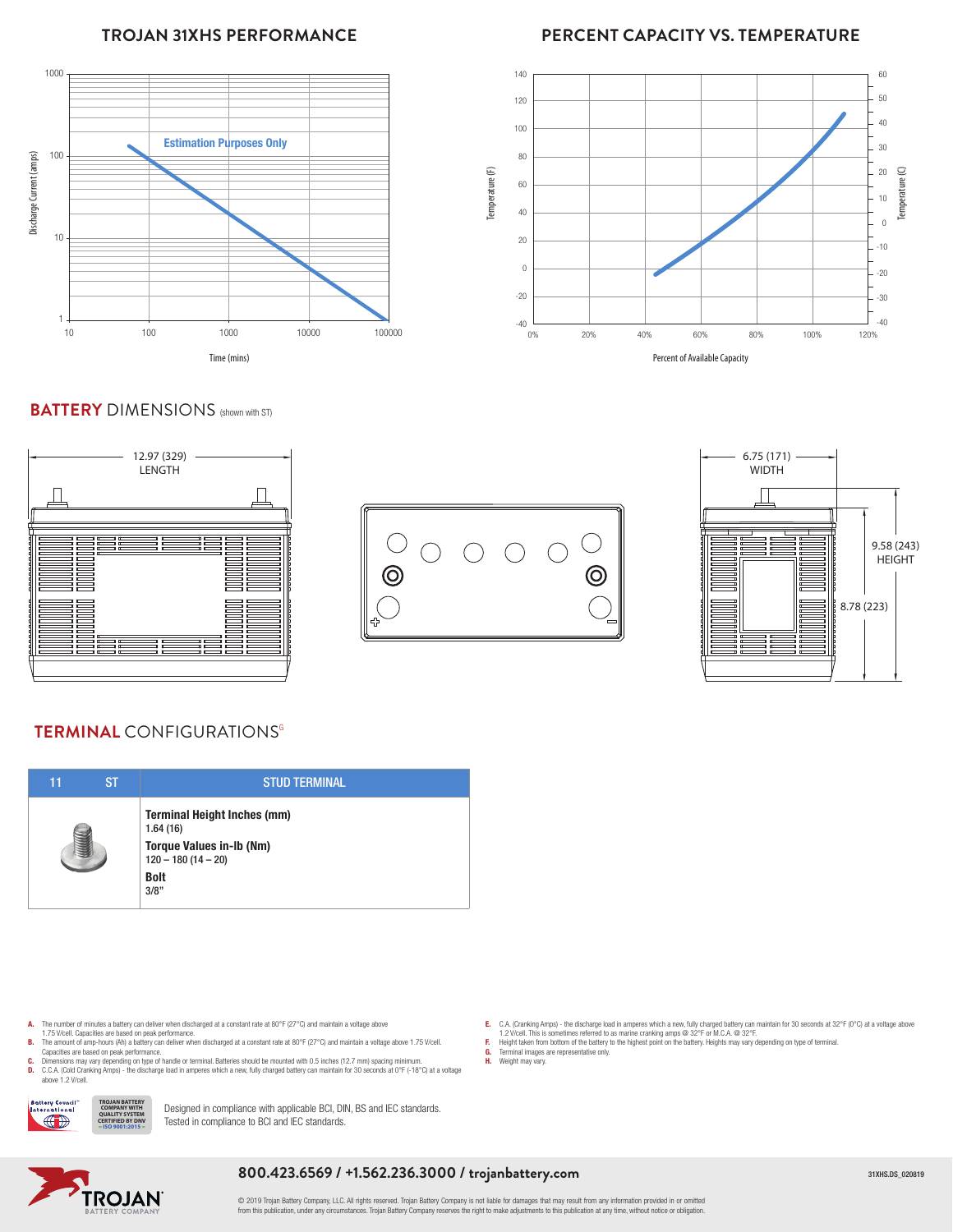## TROJAN 31XHS PERFORMANCE

Discharge Current (amps)

1000
100
10
1

Estimation Purposes Only

10
100
1000
10000
100000

Time (mins)

## PERCENT CAPACITY VS. TEMPERATURE

Temperature (F)

140
120
100
80
60
40
20
0
-20
-40

Temperature (C)

60
50
40
30
20
10
0
-10
-20
-30
-40

0%
20%
40%
60%
80%
100%
120%

Percent of Available Capacity

## BATTERY DIMENSIONS (shown with ST)

12.97 (329)
LENGTH

6.75 (171)
WIDTH

9.58 (243)
HEIGHT

8.78 (223)

## TERMINAL CONFIGURATIONS[G]

| 11 | ST | STUD TERMINAL |
|---|---|---|
| | | **Terminal Height Inches (mm)**<br>1.64 (16)<br>**Torque Values in-lb (Nm)**<br>120 – 180 (14 – 20)<br>**Bolt**<br>3/8" |

**A.** The number of minutes a battery can deliver when discharged at a constant rate at 80°F (27°C) and maintain a voltage above 1.75 V/cell. Capacities are based on peak performance.
**B.** The amount of amp-hours (Ah) a battery can deliver when discharged at a constant rate at 80°F (27°C) and maintain a voltage above 1.75 V/cell. Capacities are based on peak performance.
**C.** Dimensions may vary depending on type of handle or terminal. Batteries should be mounted with 0.5 inches (12.7 mm) spacing minimum.
**D.** C.C.A. (Cold Cranking Amps) - the discharge load in amperes which a new, fully charged battery can maintain for 30 seconds at 0°F (-18°C) at a voltage above 1.2 V/cell.
**E.** C.A. (Cranking Amps) - the discharge load in amperes which a new, fully charged battery can maintain for 30 seconds at 32°F (0°C) at a voltage above 1.2 V/cell. This is sometimes referred to as marine cranking amps @ 32°F or M.C.A. @ 32°F.
**F.** Height taken from bottom of the battery to the highest point on the battery. Heights may vary depending on type of terminal.
**G.** Terminal images are representative only.
**H.** Weight may vary.

Battery Council International

TROJAN BATTERY COMPANY WITH QUALITY SYSTEM CERTIFIED BY DNV = ISO 9001:2015 =

Designed in compliance with applicable BCI, DIN, BS and IEC standards.
Tested in compliance to BCI and IEC standards.

TROJAN BATTERY COMPANY

**800.423.6569 / +1.562.236.3000 / trojanbattery.com**

31XHS.DS_020819

© 2019 Trojan Battery Company, LLC. All rights reserved. Trojan Battery Company is not liable for damages that may result from any information provided in or omitted from this publication, under any circumstances. Trojan Battery Company reserves the right to make adjustments to this publication at any time, without notice or obligation.